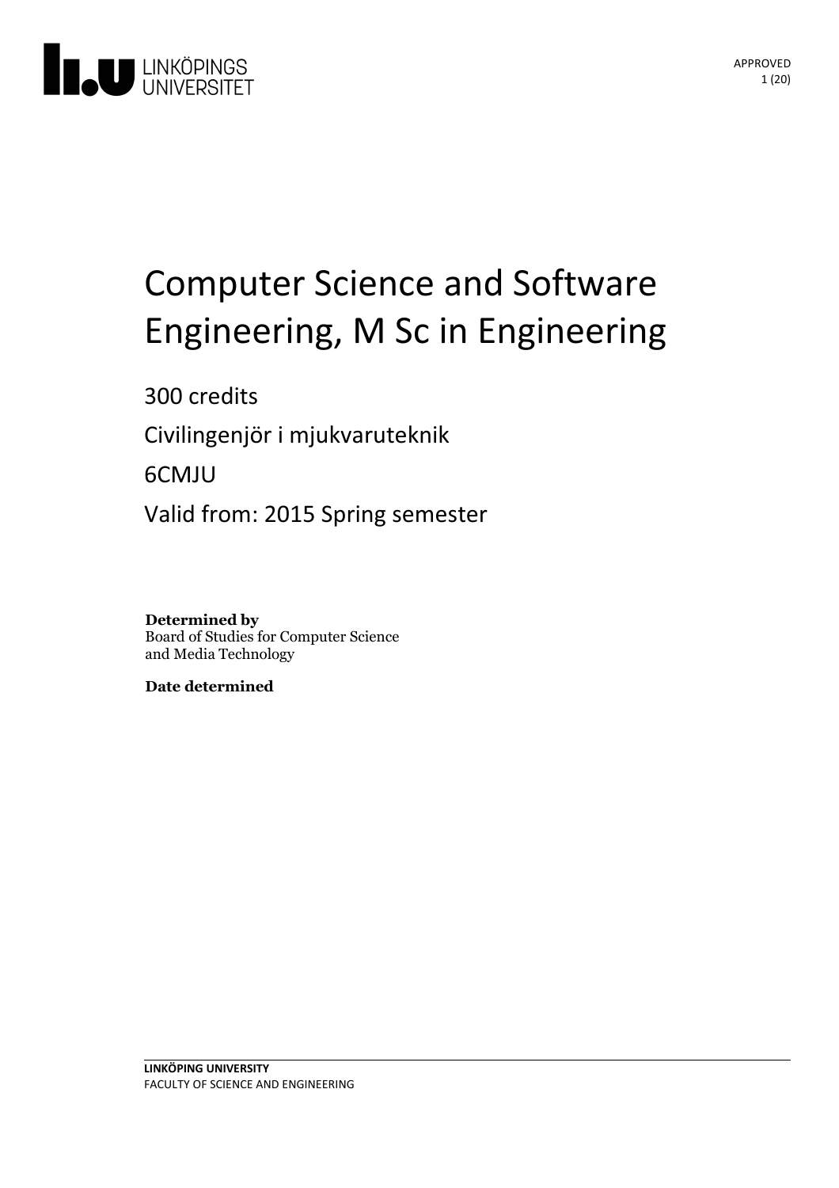# Computer Science and Software Engineering, M Sc in Engineering

300 credits

Civilingenjör i mjukvaruteknik

6CMJU

Valid from: 2015 Spring semester

**Determined by**
Board of Studies for Computer Science and Media Technology

**Date determined**

**LINKÖPING UNIVERSITY**
FACULTY OF SCIENCE AND ENGINEERING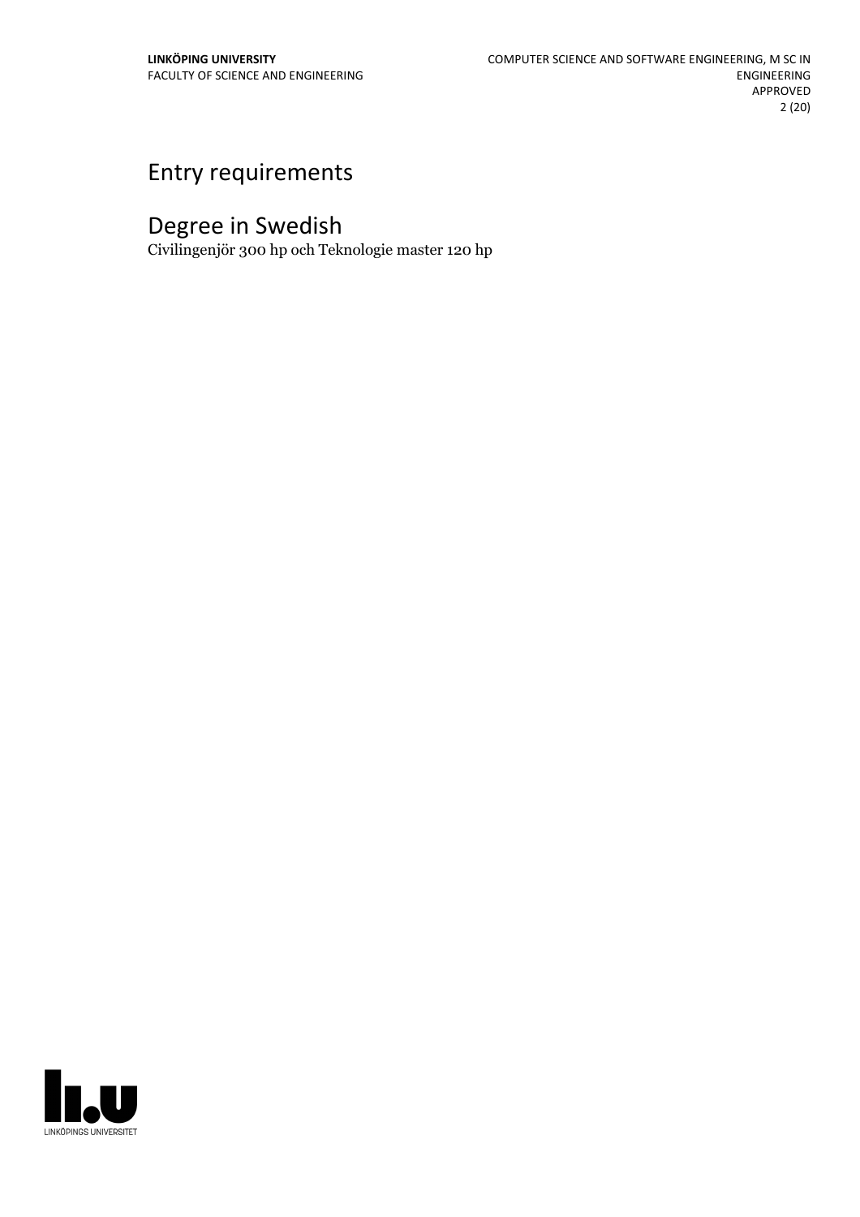# Entry requirements

# Degree in Swedish

Civilingenjör 300 hp och Teknologie master 120 hp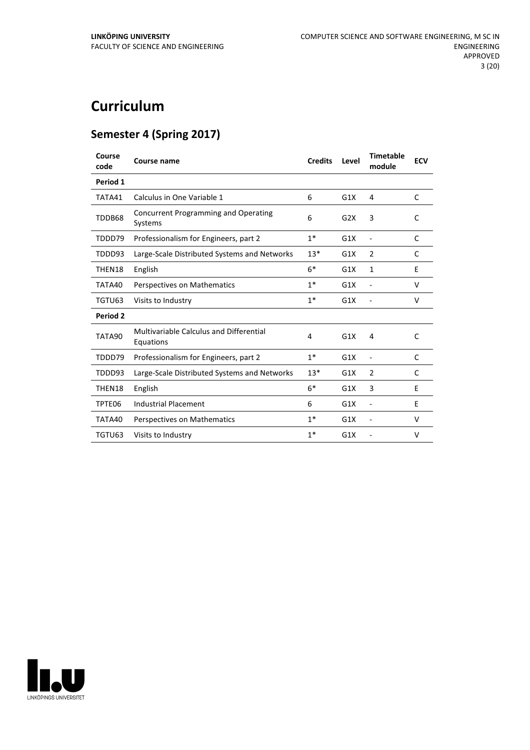# Curriculum

## Semester 4 (Spring 2017)

| Course code | Course name | Credits | Level | Timetable module | ECV |
|---|---|---|---|---|---|
| **Period 1** | | | | | |
| TATA41 | Calculus in One Variable 1 | 6 | G1X | 4 | C |
| TDDB68 | Concurrent Programming and Operating Systems | 6 | G2X | 3 | C |
| TDDD79 | Professionalism for Engineers, part 2 | 1* | G1X | - | C |
| TDDD93 | Large-Scale Distributed Systems and Networks | 13* | G1X | 2 | C |
| THEN18 | English | 6* | G1X | 1 | E |
| TATA40 | Perspectives on Mathematics | 1* | G1X | - | V |
| TGTU63 | Visits to Industry | 1* | G1X | - | V |
| **Period 2** | | | | | |
| TATA90 | Multivariable Calculus and Differential Equations | 4 | G1X | 4 | C |
| TDDD79 | Professionalism for Engineers, part 2 | 1* | G1X | - | C |
| TDDD93 | Large-Scale Distributed Systems and Networks | 13* | G1X | 2 | C |
| THEN18 | English | 6* | G1X | 3 | E |
| TPTE06 | Industrial Placement | 6 | G1X | - | E |
| TATA40 | Perspectives on Mathematics | 1* | G1X | - | V |
| TGTU63 | Visits to Industry | 1* | G1X | - | V |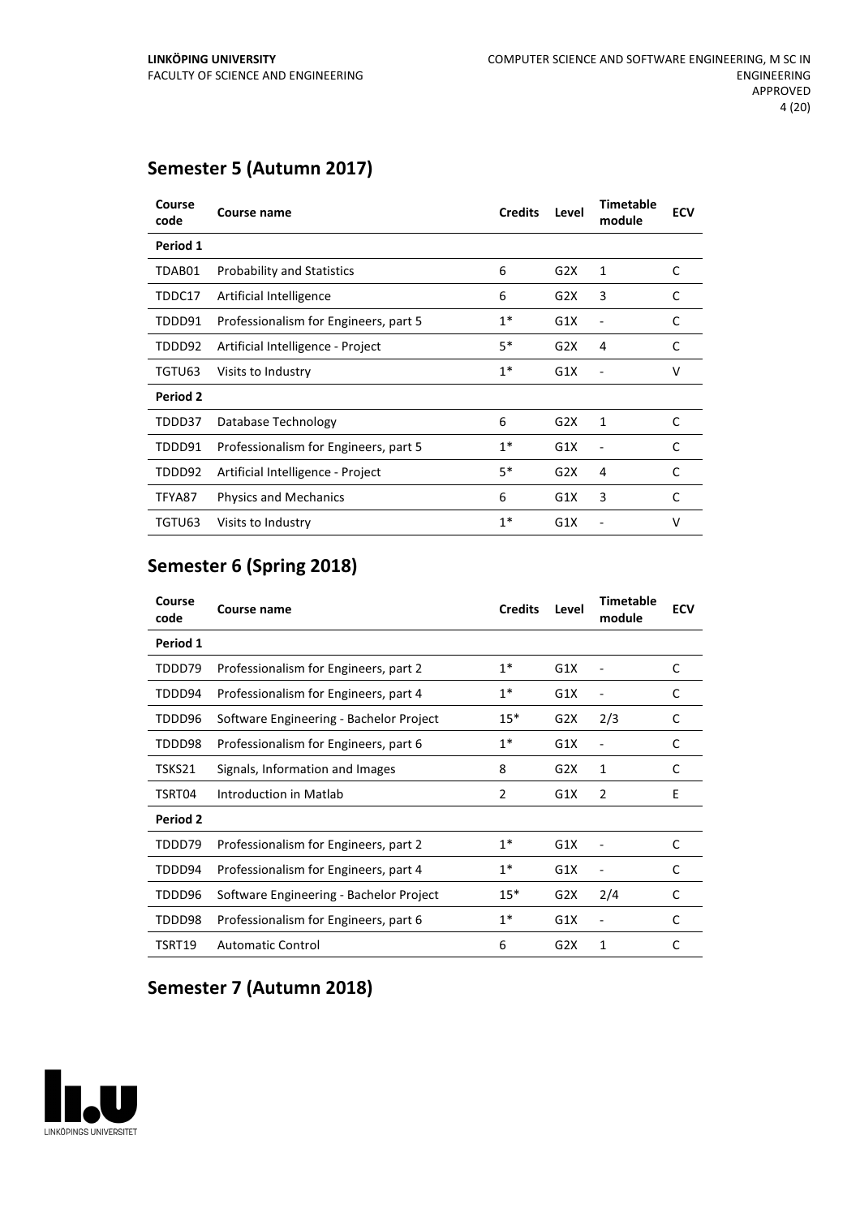## Semester 5 (Autumn 2017)

| Course code | Course name | Credits | Level | Timetable module | ECV |
|---|---|---|---|---|---|
| **Period 1** | | | | | |
| TDAB01 | Probability and Statistics | 6 | G2X | 1 | C |
| TDDC17 | Artificial Intelligence | 6 | G2X | 3 | C |
| TDDD91 | Professionalism for Engineers, part 5 | 1* | G1X | - | C |
| TDDD92 | Artificial Intelligence - Project | 5* | G2X | 4 | C |
| TGTU63 | Visits to Industry | 1* | G1X | - | V |
| **Period 2** | | | | | |
| TDDD37 | Database Technology | 6 | G2X | 1 | C |
| TDDD91 | Professionalism for Engineers, part 5 | 1* | G1X | - | C |
| TDDD92 | Artificial Intelligence - Project | 5* | G2X | 4 | C |
| TFYA87 | Physics and Mechanics | 6 | G1X | 3 | C |
| TGTU63 | Visits to Industry | 1* | G1X | - | V |

## Semester 6 (Spring 2018)

| Course code | Course name | Credits | Level | Timetable module | ECV |
|---|---|---|---|---|---|
| **Period 1** | | | | | |
| TDDD79 | Professionalism for Engineers, part 2 | 1* | G1X | - | C |
| TDDD94 | Professionalism for Engineers, part 4 | 1* | G1X | - | C |
| TDDD96 | Software Engineering - Bachelor Project | 15* | G2X | 2/3 | C |
| TDDD98 | Professionalism for Engineers, part 6 | 1* | G1X | - | C |
| TSKS21 | Signals, Information and Images | 8 | G2X | 1 | C |
| TSRT04 | Introduction in Matlab | 2 | G1X | 2 | E |
| **Period 2** | | | | | |
| TDDD79 | Professionalism for Engineers, part 2 | 1* | G1X | - | C |
| TDDD94 | Professionalism for Engineers, part 4 | 1* | G1X | - | C |
| TDDD96 | Software Engineering - Bachelor Project | 15* | G2X | 2/4 | C |
| TDDD98 | Professionalism for Engineers, part 6 | 1* | G1X | - | C |
| TSRT19 | Automatic Control | 6 | G2X | 1 | C |

## Semester 7 (Autumn 2018)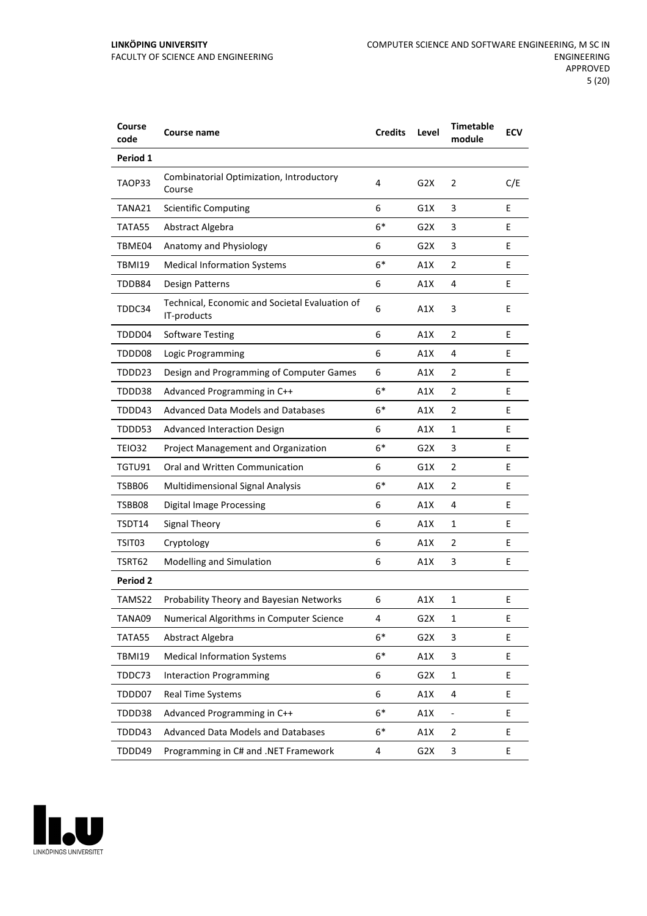| Course code | Course name | Credits | Level | Timetable module | ECV |
|---|---|---|---|---|---|
| **Period 1** | | | | | |
| TAOP33 | Combinatorial Optimization, Introductory Course | 4 | G2X | 2 | C/E |
| TANA21 | Scientific Computing | 6 | G1X | 3 | E |
| TATA55 | Abstract Algebra | 6* | G2X | 3 | E |
| TBME04 | Anatomy and Physiology | 6 | G2X | 3 | E |
| TBMI19 | Medical Information Systems | 6* | A1X | 2 | E |
| TDDB84 | Design Patterns | 6 | A1X | 4 | E |
| TDDC34 | Technical, Economic and Societal Evaluation of IT-products | 6 | A1X | 3 | E |
| TDDD04 | Software Testing | 6 | A1X | 2 | E |
| TDDD08 | Logic Programming | 6 | A1X | 4 | E |
| TDDD23 | Design and Programming of Computer Games | 6 | A1X | 2 | E |
| TDDD38 | Advanced Programming in C++ | 6* | A1X | 2 | E |
| TDDD43 | Advanced Data Models and Databases | 6* | A1X | 2 | E |
| TDDD53 | Advanced Interaction Design | 6 | A1X | 1 | E |
| TEIO32 | Project Management and Organization | 6* | G2X | 3 | E |
| TGTU91 | Oral and Written Communication | 6 | G1X | 2 | E |
| TSBB06 | Multidimensional Signal Analysis | 6* | A1X | 2 | E |
| TSBB08 | Digital Image Processing | 6 | A1X | 4 | E |
| TSDT14 | Signal Theory | 6 | A1X | 1 | E |
| TSIT03 | Cryptology | 6 | A1X | 2 | E |
| TSRT62 | Modelling and Simulation | 6 | A1X | 3 | E |
| **Period 2** | | | | | |
| TAMS22 | Probability Theory and Bayesian Networks | 6 | A1X | 1 | E |
| TANA09 | Numerical Algorithms in Computer Science | 4 | G2X | 1 | E |
| TATA55 | Abstract Algebra | 6* | G2X | 3 | E |
| TBMI19 | Medical Information Systems | 6* | A1X | 3 | E |
| TDDC73 | Interaction Programming | 6 | G2X | 1 | E |
| TDDD07 | Real Time Systems | 6 | A1X | 4 | E |
| TDDD38 | Advanced Programming in C++ | 6* | A1X | - | E |
| TDDD43 | Advanced Data Models and Databases | 6* | A1X | 2 | E |
| TDDD49 | Programming in C# and .NET Framework | 4 | G2X | 3 | E |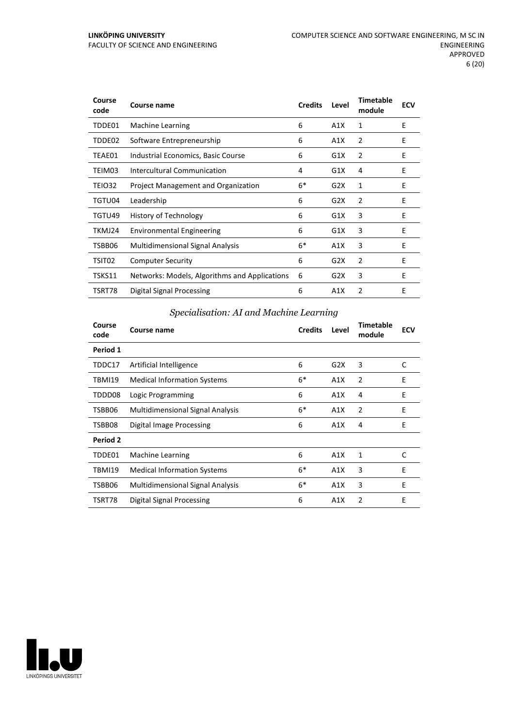| Course code | Course name | Credits | Level | Timetable module | ECV |
|---|---|---|---|---|---|
| TDDE01 | Machine Learning | 6 | A1X | 1 | E |
| TDDE02 | Software Entrepreneurship | 6 | A1X | 2 | E |
| TEAE01 | Industrial Economics, Basic Course | 6 | G1X | 2 | E |
| TEIM03 | Intercultural Communication | 4 | G1X | 4 | E |
| TEIO32 | Project Management and Organization | 6* | G2X | 1 | E |
| TGTU04 | Leadership | 6 | G2X | 2 | E |
| TGTU49 | History of Technology | 6 | G1X | 3 | E |
| TKMJ24 | Environmental Engineering | 6 | G1X | 3 | E |
| TSBB06 | Multidimensional Signal Analysis | 6* | A1X | 3 | E |
| TSIT02 | Computer Security | 6 | G2X | 2 | E |
| TSKS11 | Networks: Models, Algorithms and Applications | 6 | G2X | 3 | E |
| TSRT78 | Digital Signal Processing | 6 | A1X | 2 | E |

### *Specialisation: AI and Machine Learning*

| Course code | Course name | Credits | Level | Timetable module | ECV |
|---|---|---|---|---|---|
| **Period 1** | | | | | |
| TDDC17 | Artificial Intelligence | 6 | G2X | 3 | C |
| TBMI19 | Medical Information Systems | 6* | A1X | 2 | E |
| TDDD08 | Logic Programming | 6 | A1X | 4 | E |
| TSBB06 | Multidimensional Signal Analysis | 6* | A1X | 2 | E |
| TSBB08 | Digital Image Processing | 6 | A1X | 4 | E |
| **Period 2** | | | | | |
| TDDE01 | Machine Learning | 6 | A1X | 1 | C |
| TBMI19 | Medical Information Systems | 6* | A1X | 3 | E |
| TSBB06 | Multidimensional Signal Analysis | 6* | A1X | 3 | E |
| TSRT78 | Digital Signal Processing | 6 | A1X | 2 | E |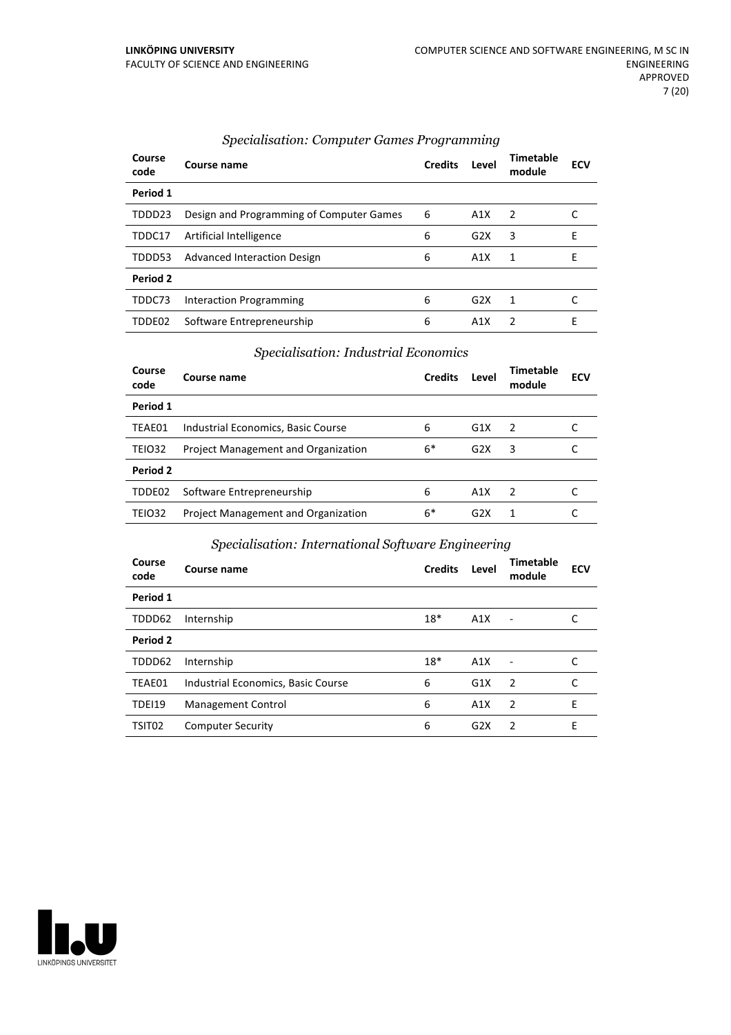### *Specialisation: Computer Games Programming*

| Course code | Course name | Credits | Level | Timetable module | ECV |
|---|---|---|---|---|---|
| **Period 1** | | | | | |
| TDDD23 | Design and Programming of Computer Games | 6 | A1X | 2 | C |
| TDDC17 | Artificial Intelligence | 6 | G2X | 3 | E |
| TDDD53 | Advanced Interaction Design | 6 | A1X | 1 | E |
| **Period 2** | | | | | |
| TDDC73 | Interaction Programming | 6 | G2X | 1 | C |
| TDDE02 | Software Entrepreneurship | 6 | A1X | 2 | E |

### *Specialisation: Industrial Economics*

| Course code | Course name | Credits | Level | Timetable module | ECV |
|---|---|---|---|---|---|
| **Period 1** | | | | | |
| TEAE01 | Industrial Economics, Basic Course | 6 | G1X | 2 | C |
| TEIO32 | Project Management and Organization | 6* | G2X | 3 | C |
| **Period 2** | | | | | |
| TDDE02 | Software Entrepreneurship | 6 | A1X | 2 | C |
| TEIO32 | Project Management and Organization | 6* | G2X | 1 | C |

### *Specialisation: International Software Engineering*

| Course code | Course name | Credits | Level | Timetable module | ECV |
|---|---|---|---|---|---|
| **Period 1** | | | | | |
| TDDD62 | Internship | 18* | A1X | - | C |
| **Period 2** | | | | | |
| TDDD62 | Internship | 18* | A1X | - | C |
| TEAE01 | Industrial Economics, Basic Course | 6 | G1X | 2 | C |
| TDEI19 | Management Control | 6 | A1X | 2 | E |
| TSIT02 | Computer Security | 6 | G2X | 2 | E |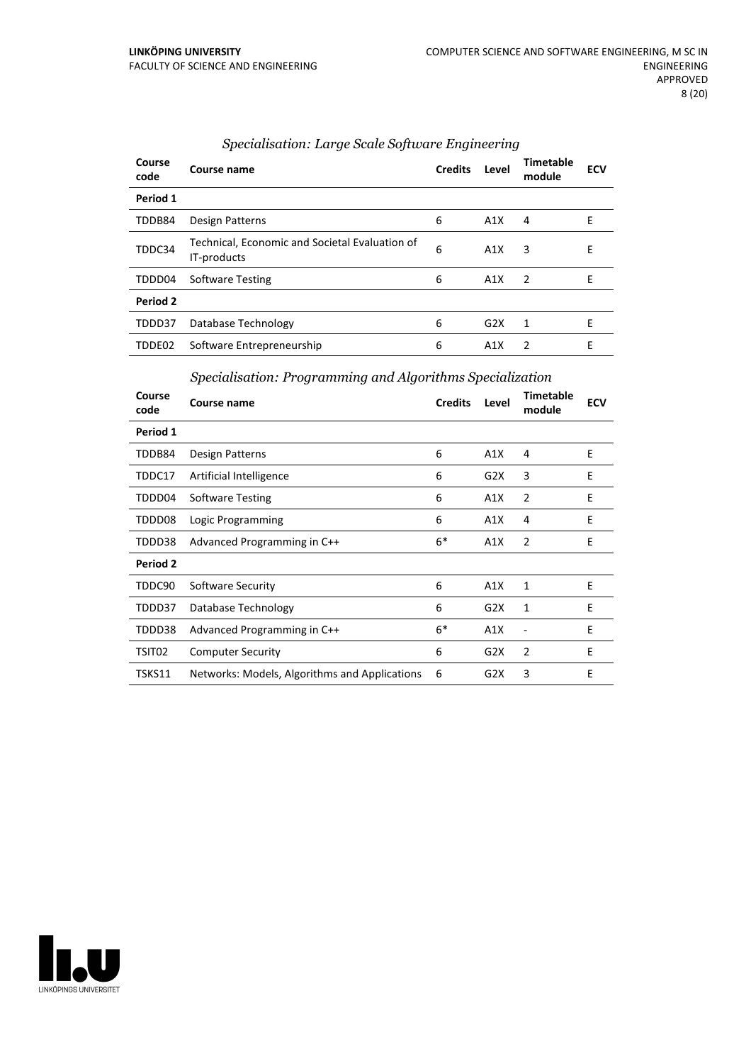*Specialisation: Large Scale Software Engineering*

| Course code | Course name | Credits | Level | Timetable module | ECV |
|---|---|---|---|---|---|
| **Period 1** | | | | | |
| TDDB84 | Design Patterns | 6 | A1X | 4 | E |
| TDDC34 | Technical, Economic and Societal Evaluation of IT-products | 6 | A1X | 3 | E |
| TDDD04 | Software Testing | 6 | A1X | 2 | E |
| **Period 2** | | | | | |
| TDDD37 | Database Technology | 6 | G2X | 1 | E |
| TDDE02 | Software Entrepreneurship | 6 | A1X | 2 | E |

*Specialisation: Programming and Algorithms Specialization*

| Course code | Course name | Credits | Level | Timetable module | ECV |
|---|---|---|---|---|---|
| **Period 1** | | | | | |
| TDDB84 | Design Patterns | 6 | A1X | 4 | E |
| TDDC17 | Artificial Intelligence | 6 | G2X | 3 | E |
| TDDD04 | Software Testing | 6 | A1X | 2 | E |
| TDDD08 | Logic Programming | 6 | A1X | 4 | E |
| TDDD38 | Advanced Programming in C++ | 6* | A1X | 2 | E |
| **Period 2** | | | | | |
| TDDC90 | Software Security | 6 | A1X | 1 | E |
| TDDD37 | Database Technology | 6 | G2X | 1 | E |
| TDDD38 | Advanced Programming in C++ | 6* | A1X | - | E |
| TSIT02 | Computer Security | 6 | G2X | 2 | E |
| TSKS11 | Networks: Models, Algorithms and Applications | 6 | G2X | 3 | E |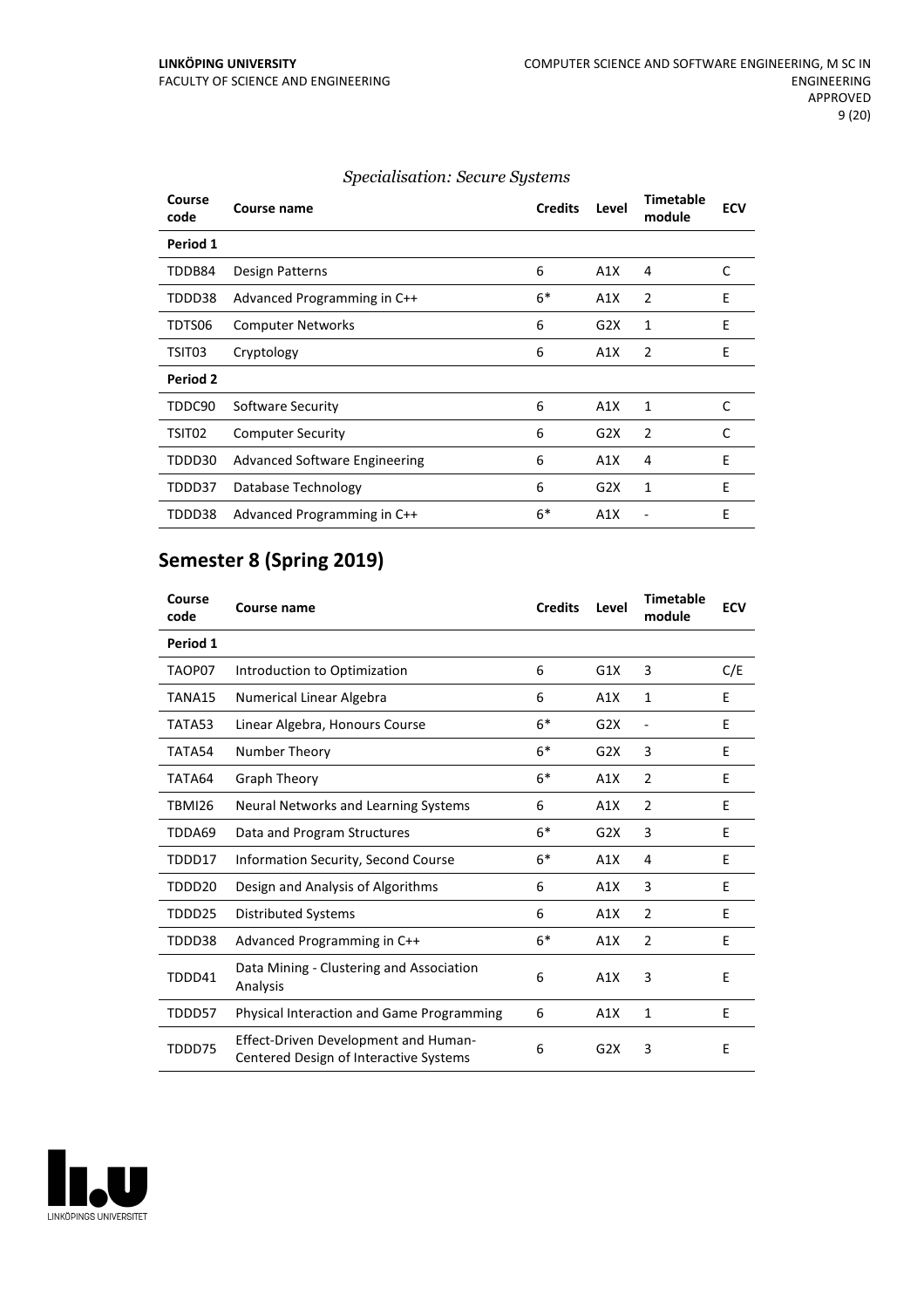*Specialisation: Secure Systems*

| Course code | Course name | Credits | Level | Timetable module | ECV |
|---|---|---|---|---|---|
| **Period 1** | | | | | |
| TDDB84 | Design Patterns | 6 | A1X | 4 | C |
| TDDD38 | Advanced Programming in C++ | 6* | A1X | 2 | E |
| TDTS06 | Computer Networks | 6 | G2X | 1 | E |
| TSIT03 | Cryptology | 6 | A1X | 2 | E |
| **Period 2** | | | | | |
| TDDC90 | Software Security | 6 | A1X | 1 | C |
| TSIT02 | Computer Security | 6 | G2X | 2 | C |
| TDDD30 | Advanced Software Engineering | 6 | A1X | 4 | E |
| TDDD37 | Database Technology | 6 | G2X | 1 | E |
| TDDD38 | Advanced Programming in C++ | 6* | A1X | - | E |

## Semester 8 (Spring 2019)

| Course code | Course name | Credits | Level | Timetable module | ECV |
|---|---|---|---|---|---|
| **Period 1** | | | | | |
| TAOP07 | Introduction to Optimization | 6 | G1X | 3 | C/E |
| TANA15 | Numerical Linear Algebra | 6 | A1X | 1 | E |
| TATA53 | Linear Algebra, Honours Course | 6* | G2X | - | E |
| TATA54 | Number Theory | 6* | G2X | 3 | E |
| TATA64 | Graph Theory | 6* | A1X | 2 | E |
| TBMI26 | Neural Networks and Learning Systems | 6 | A1X | 2 | E |
| TDDA69 | Data and Program Structures | 6* | G2X | 3 | E |
| TDDD17 | Information Security, Second Course | 6* | A1X | 4 | E |
| TDDD20 | Design and Analysis of Algorithms | 6 | A1X | 3 | E |
| TDDD25 | Distributed Systems | 6 | A1X | 2 | E |
| TDDD38 | Advanced Programming in C++ | 6* | A1X | 2 | E |
| TDDD41 | Data Mining - Clustering and Association Analysis | 6 | A1X | 3 | E |
| TDDD57 | Physical Interaction and Game Programming | 6 | A1X | 1 | E |
| TDDD75 | Effect-Driven Development and Human-Centered Design of Interactive Systems | 6 | G2X | 3 | E |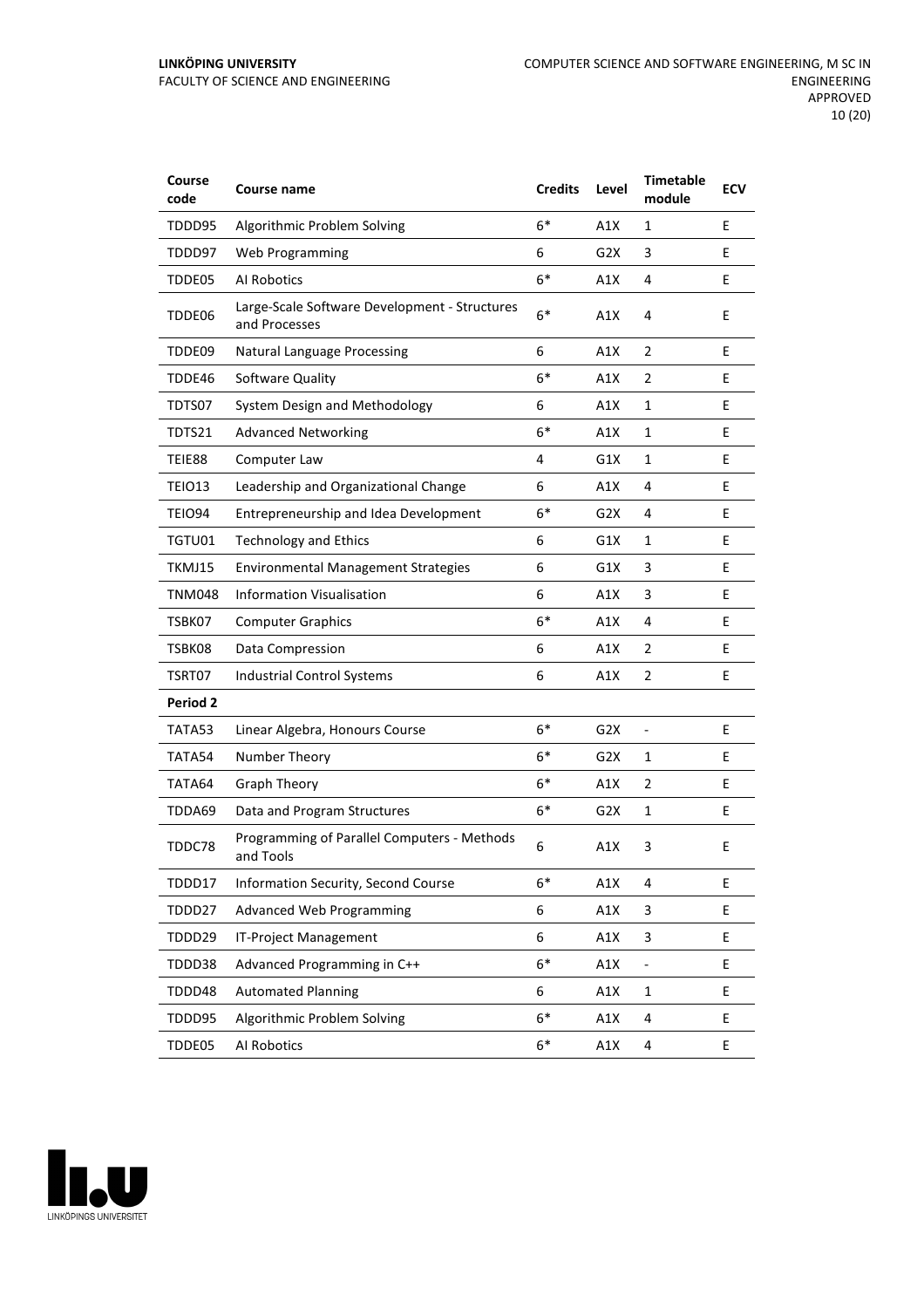| Course code | Course name | Credits | Level | Timetable module | ECV |
|---|---|---|---|---|---|
| TDDD95 | Algorithmic Problem Solving | 6* | A1X | 1 | E |
| TDDD97 | Web Programming | 6 | G2X | 3 | E |
| TDDE05 | AI Robotics | 6* | A1X | 4 | E |
| TDDE06 | Large-Scale Software Development - Structures and Processes | 6* | A1X | 4 | E |
| TDDE09 | Natural Language Processing | 6 | A1X | 2 | E |
| TDDE46 | Software Quality | 6* | A1X | 2 | E |
| TDTS07 | System Design and Methodology | 6 | A1X | 1 | E |
| TDTS21 | Advanced Networking | 6* | A1X | 1 | E |
| TEIE88 | Computer Law | 4 | G1X | 1 | E |
| TEIO13 | Leadership and Organizational Change | 6 | A1X | 4 | E |
| TEIO94 | Entrepreneurship and Idea Development | 6* | G2X | 4 | E |
| TGTU01 | Technology and Ethics | 6 | G1X | 1 | E |
| TKMJ15 | Environmental Management Strategies | 6 | G1X | 3 | E |
| TNM048 | Information Visualisation | 6 | A1X | 3 | E |
| TSBK07 | Computer Graphics | 6* | A1X | 4 | E |
| TSBK08 | Data Compression | 6 | A1X | 2 | E |
| TSRT07 | Industrial Control Systems | 6 | A1X | 2 | E |
| **Period 2** | | | | | |
| TATA53 | Linear Algebra, Honours Course | 6* | G2X | - | E |
| TATA54 | Number Theory | 6* | G2X | 1 | E |
| TATA64 | Graph Theory | 6* | A1X | 2 | E |
| TDDA69 | Data and Program Structures | 6* | G2X | 1 | E |
| TDDC78 | Programming of Parallel Computers - Methods and Tools | 6 | A1X | 3 | E |
| TDDD17 | Information Security, Second Course | 6* | A1X | 4 | E |
| TDDD27 | Advanced Web Programming | 6 | A1X | 3 | E |
| TDDD29 | IT-Project Management | 6 | A1X | 3 | E |
| TDDD38 | Advanced Programming in C++ | 6* | A1X | - | E |
| TDDD48 | Automated Planning | 6 | A1X | 1 | E |
| TDDD95 | Algorithmic Problem Solving | 6* | A1X | 4 | E |
| TDDE05 | AI Robotics | 6* | A1X | 4 | E |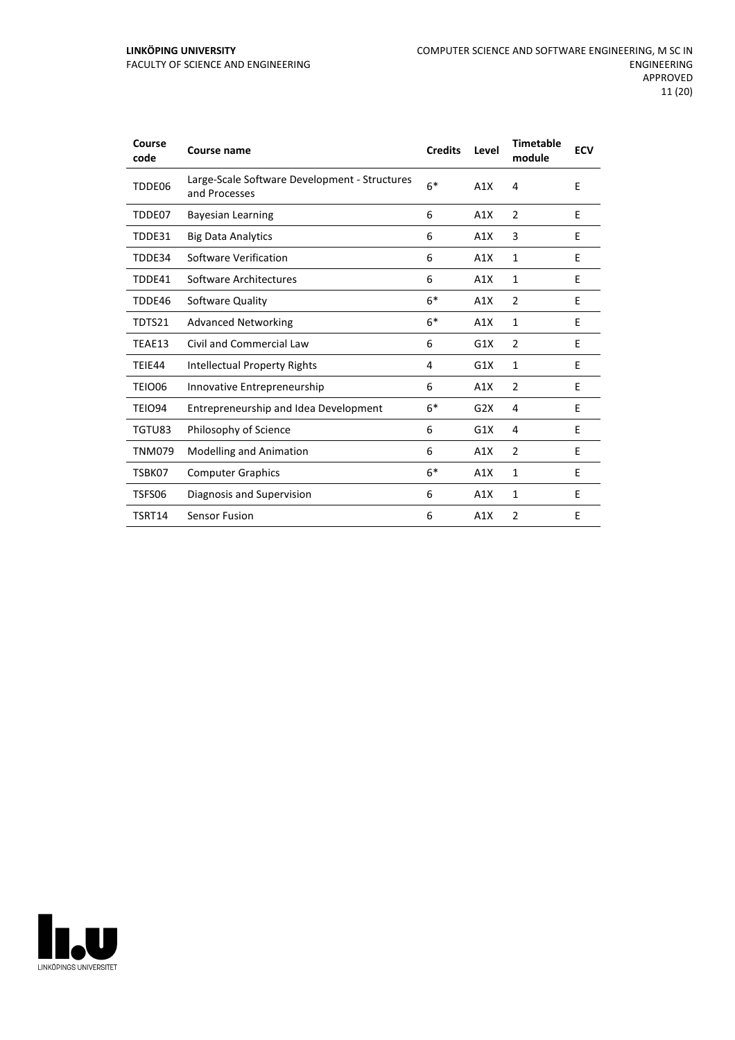| Course code | Course name | Credits | Level | Timetable module | ECV |
|---|---|---|---|---|---|
| TDDE06 | Large-Scale Software Development - Structures and Processes | 6* | A1X | 4 | E |
| TDDE07 | Bayesian Learning | 6 | A1X | 2 | E |
| TDDE31 | Big Data Analytics | 6 | A1X | 3 | E |
| TDDE34 | Software Verification | 6 | A1X | 1 | E |
| TDDE41 | Software Architectures | 6 | A1X | 1 | E |
| TDDE46 | Software Quality | 6* | A1X | 2 | E |
| TDTS21 | Advanced Networking | 6* | A1X | 1 | E |
| TEAE13 | Civil and Commercial Law | 6 | G1X | 2 | E |
| TEIE44 | Intellectual Property Rights | 4 | G1X | 1 | E |
| TEIO06 | Innovative Entrepreneurship | 6 | A1X | 2 | E |
| TEIO94 | Entrepreneurship and Idea Development | 6* | G2X | 4 | E |
| TGTU83 | Philosophy of Science | 6 | G1X | 4 | E |
| TNM079 | Modelling and Animation | 6 | A1X | 2 | E |
| TSBK07 | Computer Graphics | 6* | A1X | 1 | E |
| TSFS06 | Diagnosis and Supervision | 6 | A1X | 1 | E |
| TSRT14 | Sensor Fusion | 6 | A1X | 2 | E |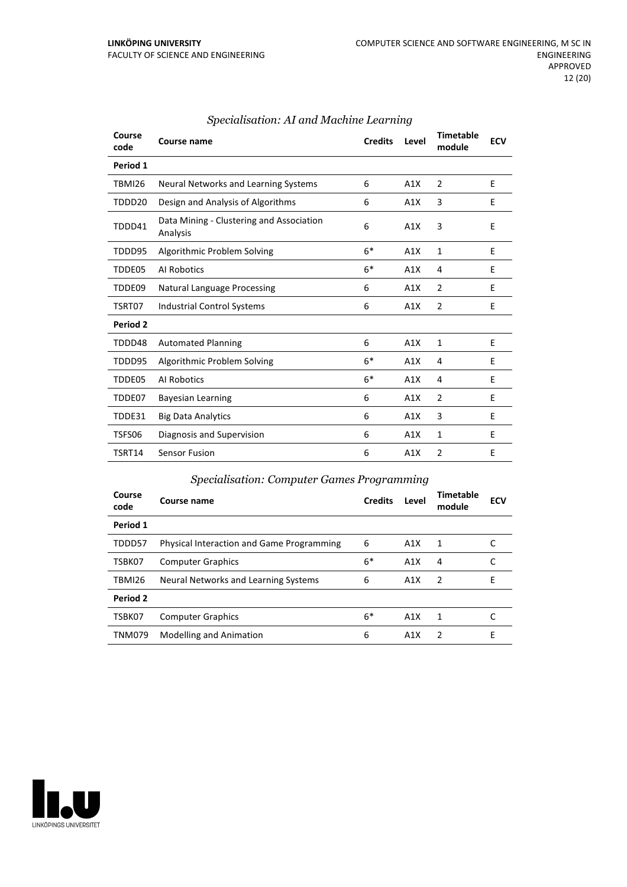### *Specialisation: AI and Machine Learning*

| Course code | Course name | Credits | Level | Timetable module | ECV |
|---|---|---|---|---|---|
| **Period 1** | | | | | |
| TBMI26 | Neural Networks and Learning Systems | 6 | A1X | 2 | E |
| TDDD20 | Design and Analysis of Algorithms | 6 | A1X | 3 | E |
| TDDD41 | Data Mining - Clustering and Association Analysis | 6 | A1X | 3 | E |
| TDDD95 | Algorithmic Problem Solving | 6* | A1X | 1 | E |
| TDDE05 | AI Robotics | 6* | A1X | 4 | E |
| TDDE09 | Natural Language Processing | 6 | A1X | 2 | E |
| TSRT07 | Industrial Control Systems | 6 | A1X | 2 | E |
| **Period 2** | | | | | |
| TDDD48 | Automated Planning | 6 | A1X | 1 | E |
| TDDD95 | Algorithmic Problem Solving | 6* | A1X | 4 | E |
| TDDE05 | AI Robotics | 6* | A1X | 4 | E |
| TDDE07 | Bayesian Learning | 6 | A1X | 2 | E |
| TDDE31 | Big Data Analytics | 6 | A1X | 3 | E |
| TSFS06 | Diagnosis and Supervision | 6 | A1X | 1 | E |
| TSRT14 | Sensor Fusion | 6 | A1X | 2 | E |

### *Specialisation: Computer Games Programming*

| Course code | Course name | Credits | Level | Timetable module | ECV |
|---|---|---|---|---|---|
| **Period 1** | | | | | |
| TDDD57 | Physical Interaction and Game Programming | 6 | A1X | 1 | C |
| TSBK07 | Computer Graphics | 6* | A1X | 4 | C |
| TBMI26 | Neural Networks and Learning Systems | 6 | A1X | 2 | E |
| **Period 2** | | | | | |
| TSBK07 | Computer Graphics | 6* | A1X | 1 | C |
| TNM079 | Modelling and Animation | 6 | A1X | 2 | E |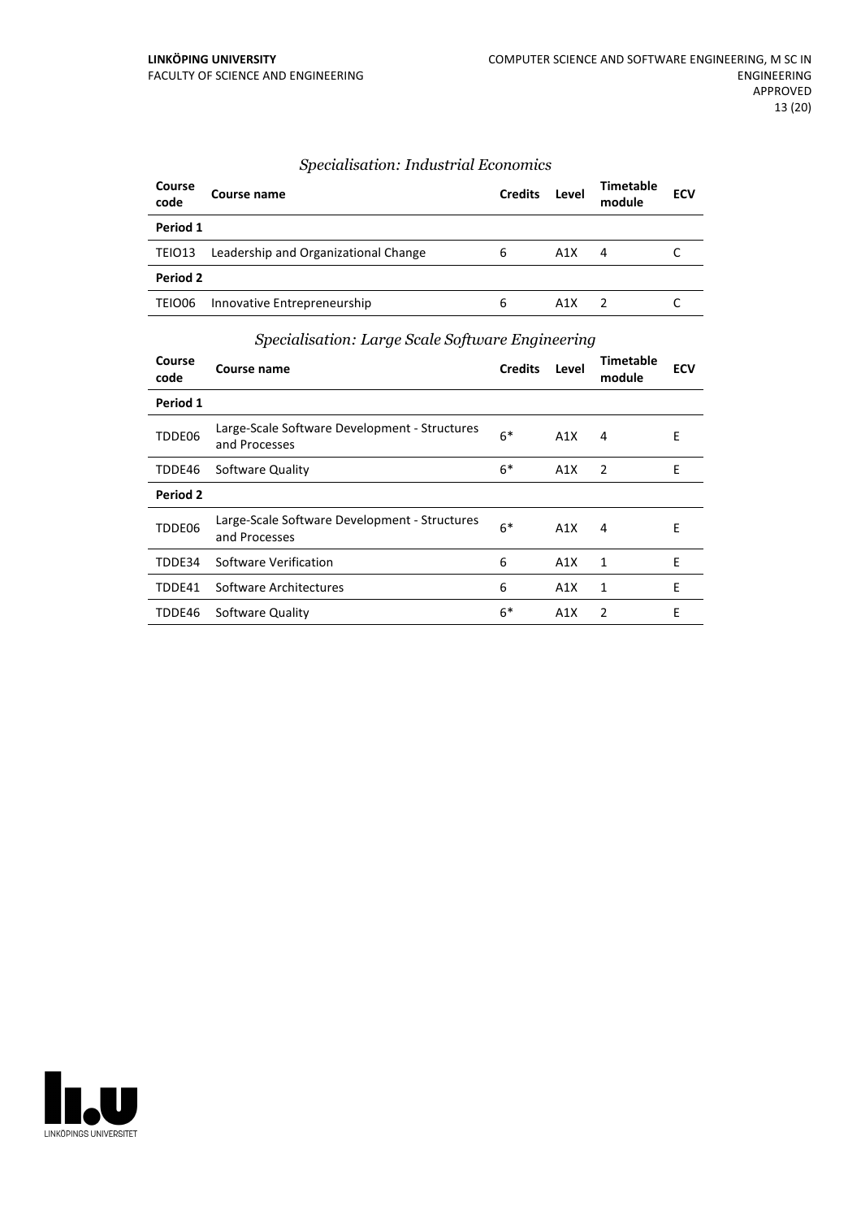### *Specialisation: Industrial Economics*

| Course code | Course name | Credits | Level | Timetable module | ECV |
|---|---|---|---|---|---|
| **Period 1** | | | | | |
| TEIO13 | Leadership and Organizational Change | 6 | A1X | 4 | C |
| **Period 2** | | | | | |
| TEIO06 | Innovative Entrepreneurship | 6 | A1X | 2 | C |

### *Specialisation: Large Scale Software Engineering*

| Course code | Course name | Credits | Level | Timetable module | ECV |
|---|---|---|---|---|---|
| **Period 1** | | | | | |
| TDDE06 | Large-Scale Software Development - Structures and Processes | 6* | A1X | 4 | E |
| TDDE46 | Software Quality | 6* | A1X | 2 | E |
| **Period 2** | | | | | |
| TDDE06 | Large-Scale Software Development - Structures and Processes | 6* | A1X | 4 | E |
| TDDE34 | Software Verification | 6 | A1X | 1 | E |
| TDDE41 | Software Architectures | 6 | A1X | 1 | E |
| TDDE46 | Software Quality | 6* | A1X | 2 | E |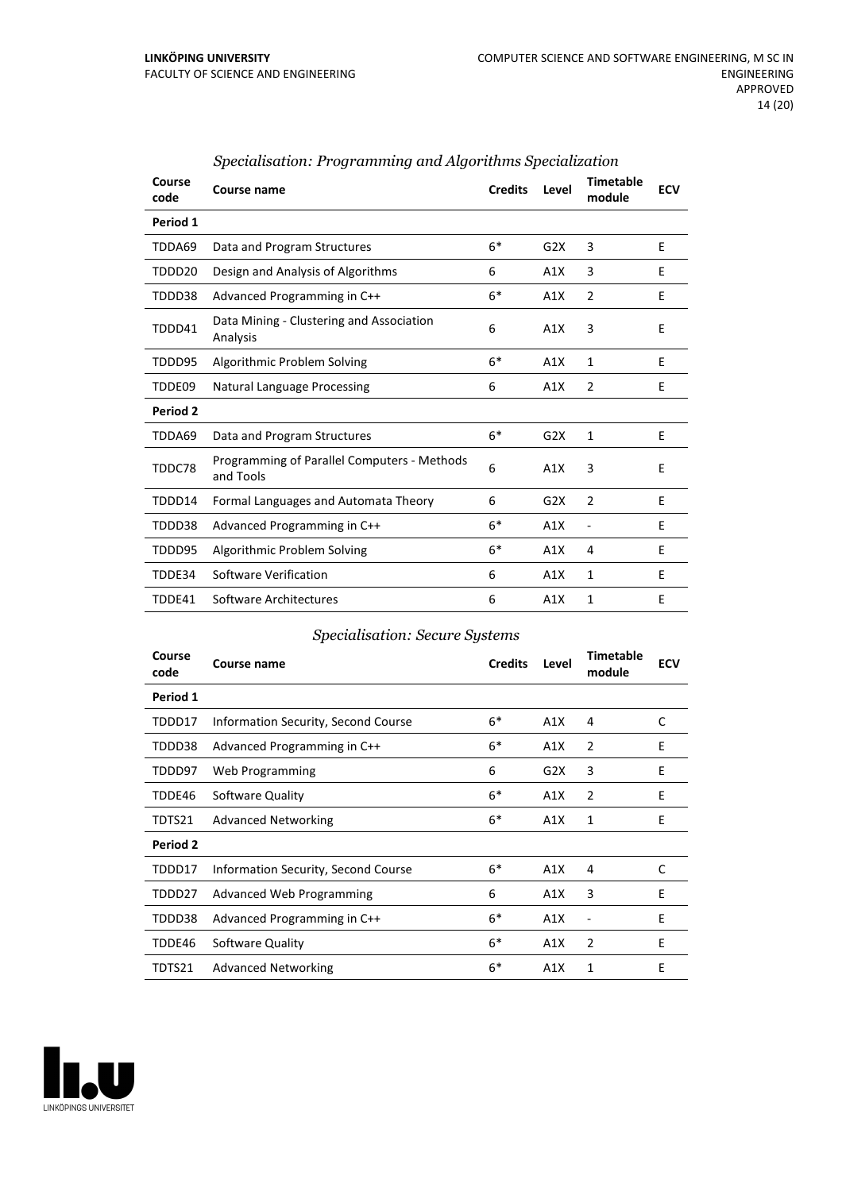*Specialisation: Programming and Algorithms Specialization*

| Course code | Course name | Credits | Level | Timetable module | ECV |
|---|---|---|---|---|---|
| **Period 1** | | | | | |
| TDDA69 | Data and Program Structures | 6* | G2X | 3 | E |
| TDDD20 | Design and Analysis of Algorithms | 6 | A1X | 3 | E |
| TDDD38 | Advanced Programming in C++ | 6* | A1X | 2 | E |
| TDDD41 | Data Mining - Clustering and Association Analysis | 6 | A1X | 3 | E |
| TDDD95 | Algorithmic Problem Solving | 6* | A1X | 1 | E |
| TDDE09 | Natural Language Processing | 6 | A1X | 2 | E |
| **Period 2** | | | | | |
| TDDA69 | Data and Program Structures | 6* | G2X | 1 | E |
| TDDC78 | Programming of Parallel Computers - Methods and Tools | 6 | A1X | 3 | E |
| TDDD14 | Formal Languages and Automata Theory | 6 | G2X | 2 | E |
| TDDD38 | Advanced Programming in C++ | 6* | A1X | - | E |
| TDDD95 | Algorithmic Problem Solving | 6* | A1X | 4 | E |
| TDDE34 | Software Verification | 6 | A1X | 1 | E |
| TDDE41 | Software Architectures | 6 | A1X | 1 | E |

*Specialisation: Secure Systems*

| Course code | Course name | Credits | Level | Timetable module | ECV |
|---|---|---|---|---|---|
| **Period 1** | | | | | |
| TDDD17 | Information Security, Second Course | 6* | A1X | 4 | C |
| TDDD38 | Advanced Programming in C++ | 6* | A1X | 2 | E |
| TDDD97 | Web Programming | 6 | G2X | 3 | E |
| TDDE46 | Software Quality | 6* | A1X | 2 | E |
| TDTS21 | Advanced Networking | 6* | A1X | 1 | E |
| **Period 2** | | | | | |
| TDDD17 | Information Security, Second Course | 6* | A1X | 4 | C |
| TDDD27 | Advanced Web Programming | 6 | A1X | 3 | E |
| TDDD38 | Advanced Programming in C++ | 6* | A1X | - | E |
| TDDE46 | Software Quality | 6* | A1X | 2 | E |
| TDTS21 | Advanced Networking | 6* | A1X | 1 | E |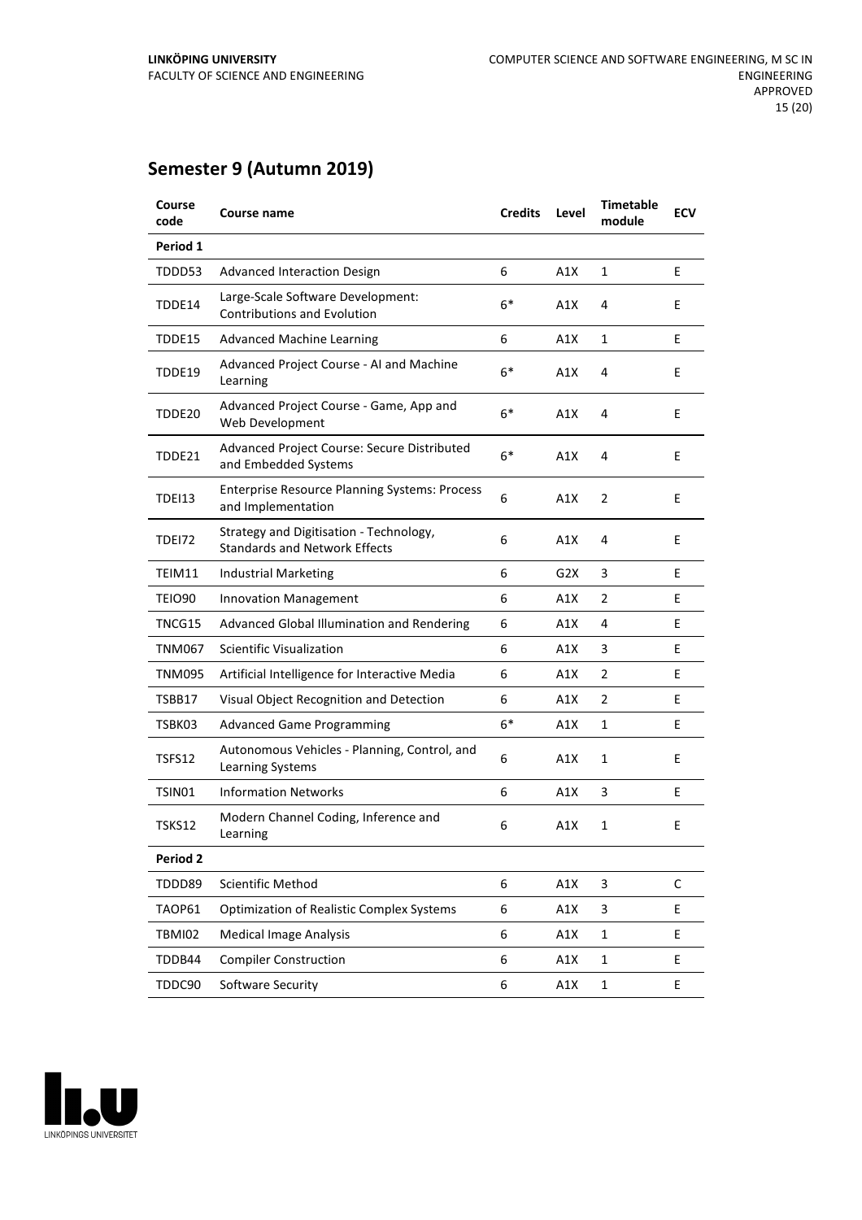## Semester 9 (Autumn 2019)

| Course code | Course name | Credits | Level | Timetable module | ECV |
|---|---|---|---|---|---|
| **Period 1** | | | | | |
| TDDD53 | Advanced Interaction Design | 6 | A1X | 1 | E |
| TDDE14 | Large-Scale Software Development: Contributions and Evolution | 6* | A1X | 4 | E |
| TDDE15 | Advanced Machine Learning | 6 | A1X | 1 | E |
| TDDE19 | Advanced Project Course - AI and Machine Learning | 6* | A1X | 4 | E |
| TDDE20 | Advanced Project Course - Game, App and Web Development | 6* | A1X | 4 | E |
| TDDE21 | Advanced Project Course: Secure Distributed and Embedded Systems | 6* | A1X | 4 | E |
| TDEI13 | Enterprise Resource Planning Systems: Process and Implementation | 6 | A1X | 2 | E |
| TDEI72 | Strategy and Digitisation - Technology, Standards and Network Effects | 6 | A1X | 4 | E |
| TEIM11 | Industrial Marketing | 6 | G2X | 3 | E |
| TEIO90 | Innovation Management | 6 | A1X | 2 | E |
| TNCG15 | Advanced Global Illumination and Rendering | 6 | A1X | 4 | E |
| TNM067 | Scientific Visualization | 6 | A1X | 3 | E |
| TNM095 | Artificial Intelligence for Interactive Media | 6 | A1X | 2 | E |
| TSBB17 | Visual Object Recognition and Detection | 6 | A1X | 2 | E |
| TSBK03 | Advanced Game Programming | 6* | A1X | 1 | E |
| TSFS12 | Autonomous Vehicles - Planning, Control, and Learning Systems | 6 | A1X | 1 | E |
| TSIN01 | Information Networks | 6 | A1X | 3 | E |
| TSKS12 | Modern Channel Coding, Inference and Learning | 6 | A1X | 1 | E |
| **Period 2** | | | | | |
| TDDD89 | Scientific Method | 6 | A1X | 3 | C |
| TAOP61 | Optimization of Realistic Complex Systems | 6 | A1X | 3 | E |
| TBMI02 | Medical Image Analysis | 6 | A1X | 1 | E |
| TDDB44 | Compiler Construction | 6 | A1X | 1 | E |
| TDDC90 | Software Security | 6 | A1X | 1 | E |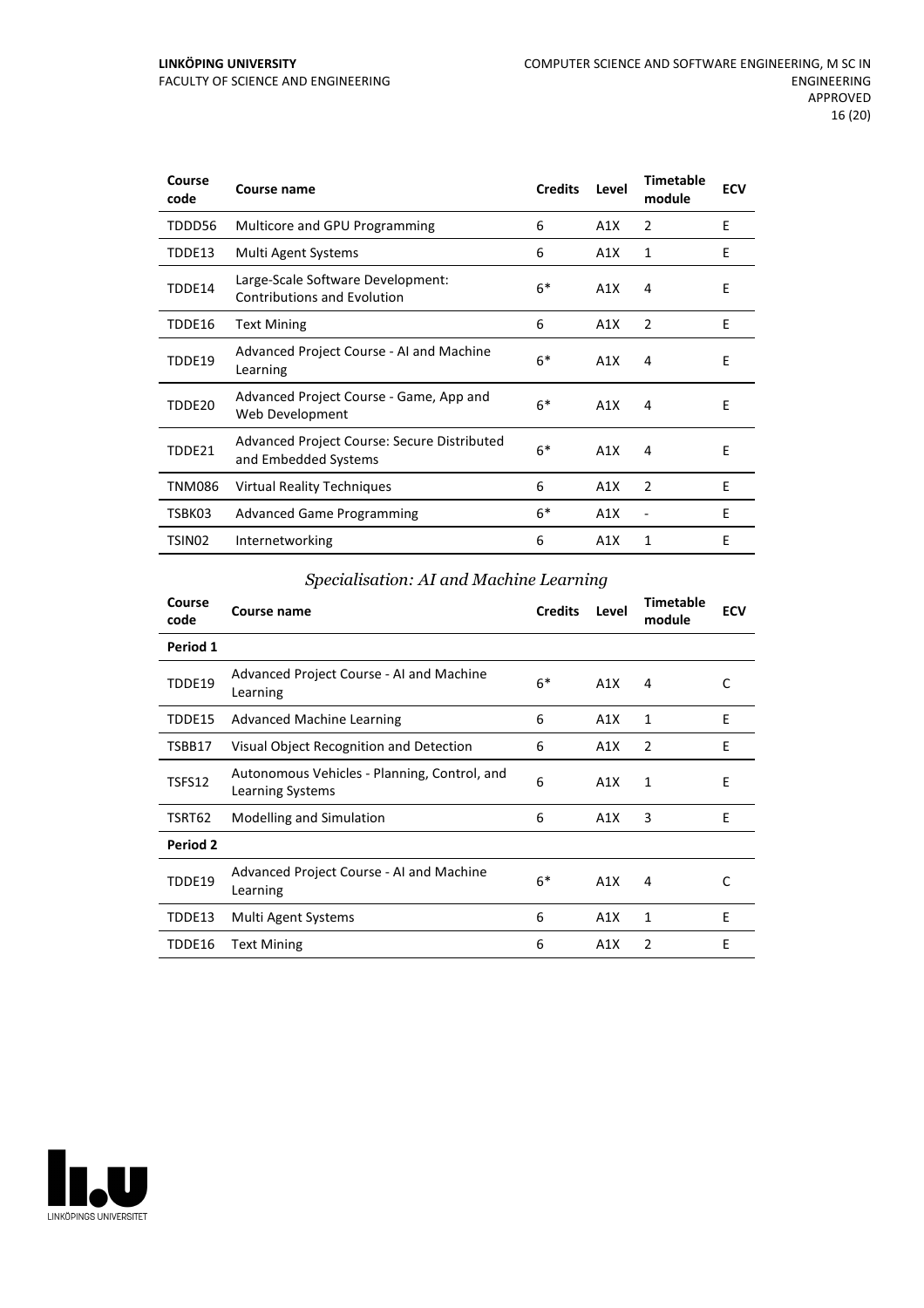| Course code | Course name | Credits | Level | Timetable module | ECV |
|---|---|---|---|---|---|
| TDDD56 | Multicore and GPU Programming | 6 | A1X | 2 | E |
| TDDE13 | Multi Agent Systems | 6 | A1X | 1 | E |
| TDDE14 | Large-Scale Software Development: Contributions and Evolution | 6* | A1X | 4 | E |
| TDDE16 | Text Mining | 6 | A1X | 2 | E |
| TDDE19 | Advanced Project Course - AI and Machine Learning | 6* | A1X | 4 | E |
| TDDE20 | Advanced Project Course - Game, App and Web Development | 6* | A1X | 4 | E |
| TDDE21 | Advanced Project Course: Secure Distributed and Embedded Systems | 6* | A1X | 4 | E |
| TNM086 | Virtual Reality Techniques | 6 | A1X | 2 | E |
| TSBK03 | Advanced Game Programming | 6* | A1X | - | E |
| TSIN02 | Internetworking | 6 | A1X | 1 | E |

### *Specialisation: AI and Machine Learning*

| Course code | Course name | Credits | Level | Timetable module | ECV |
|---|---|---|---|---|---|
| **Period 1** | | | | | |
| TDDE19 | Advanced Project Course - AI and Machine Learning | 6* | A1X | 4 | C |
| TDDE15 | Advanced Machine Learning | 6 | A1X | 1 | E |
| TSBB17 | Visual Object Recognition and Detection | 6 | A1X | 2 | E |
| TSFS12 | Autonomous Vehicles - Planning, Control, and Learning Systems | 6 | A1X | 1 | E |
| TSRT62 | Modelling and Simulation | 6 | A1X | 3 | E |
| **Period 2** | | | | | |
| TDDE19 | Advanced Project Course - AI and Machine Learning | 6* | A1X | 4 | C |
| TDDE13 | Multi Agent Systems | 6 | A1X | 1 | E |
| TDDE16 | Text Mining | 6 | A1X | 2 | E |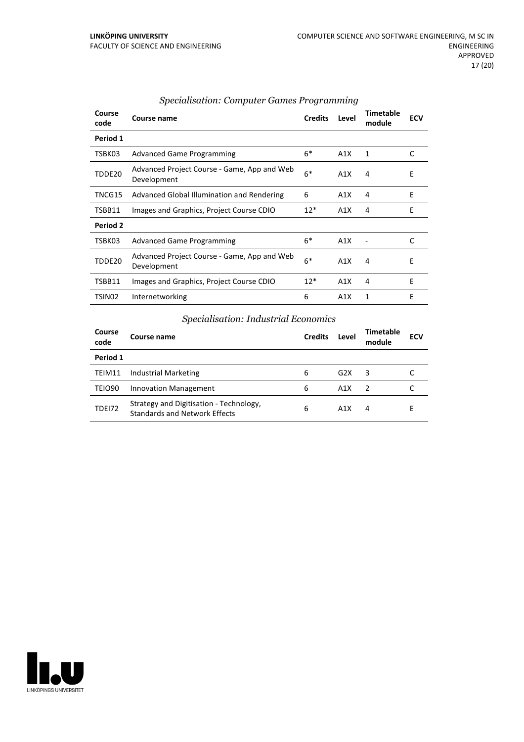### *Specialisation: Computer Games Programming*

| Course code | Course name | Credits | Level | Timetable module | ECV |
|---|---|---|---|---|---|
| **Period 1** | | | | | |
| TSBK03 | Advanced Game Programming | 6* | A1X | 1 | C |
| TDDE20 | Advanced Project Course - Game, App and Web Development | 6* | A1X | 4 | E |
| TNCG15 | Advanced Global Illumination and Rendering | 6 | A1X | 4 | E |
| TSBB11 | Images and Graphics, Project Course CDIO | 12* | A1X | 4 | E |
| **Period 2** | | | | | |
| TSBK03 | Advanced Game Programming | 6* | A1X | - | C |
| TDDE20 | Advanced Project Course - Game, App and Web Development | 6* | A1X | 4 | E |
| TSBB11 | Images and Graphics, Project Course CDIO | 12* | A1X | 4 | E |
| TSIN02 | Internetworking | 6 | A1X | 1 | E |

### *Specialisation: Industrial Economics*

| Course code | Course name | Credits | Level | Timetable module | ECV |
|---|---|---|---|---|---|
| **Period 1** | | | | | |
| TEIM11 | Industrial Marketing | 6 | G2X | 3 | C |
| TEIO90 | Innovation Management | 6 | A1X | 2 | C |
| TDEI72 | Strategy and Digitisation - Technology, Standards and Network Effects | 6 | A1X | 4 | E |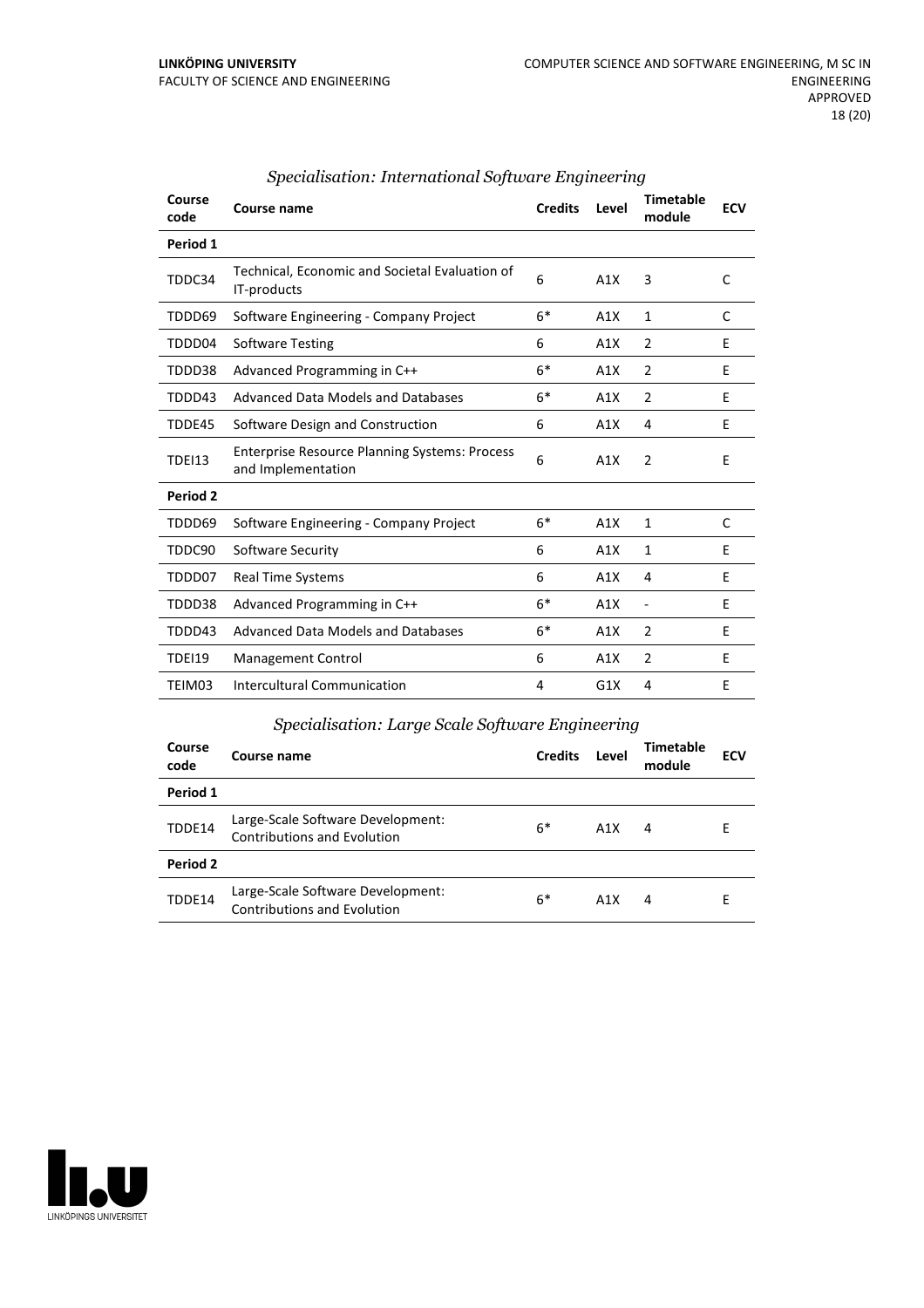*Specialisation: International Software Engineering*

| Course code | Course name | Credits | Level | Timetable module | ECV |
|---|---|---|---|---|---|
| **Period 1** | | | | | |
| TDDC34 | Technical, Economic and Societal Evaluation of IT-products | 6 | A1X | 3 | C |
| TDDD69 | Software Engineering - Company Project | 6* | A1X | 1 | C |
| TDDD04 | Software Testing | 6 | A1X | 2 | E |
| TDDD38 | Advanced Programming in C++ | 6* | A1X | 2 | E |
| TDDD43 | Advanced Data Models and Databases | 6* | A1X | 2 | E |
| TDDE45 | Software Design and Construction | 6 | A1X | 4 | E |
| TDEI13 | Enterprise Resource Planning Systems: Process and Implementation | 6 | A1X | 2 | E |
| **Period 2** | | | | | |
| TDDD69 | Software Engineering - Company Project | 6* | A1X | 1 | C |
| TDDC90 | Software Security | 6 | A1X | 1 | E |
| TDDD07 | Real Time Systems | 6 | A1X | 4 | E |
| TDDD38 | Advanced Programming in C++ | 6* | A1X | - | E |
| TDDD43 | Advanced Data Models and Databases | 6* | A1X | 2 | E |
| TDEI19 | Management Control | 6 | A1X | 2 | E |
| TEIM03 | Intercultural Communication | 4 | G1X | 4 | E |

*Specialisation: Large Scale Software Engineering*

| Course code | Course name | Credits | Level | Timetable module | ECV |
|---|---|---|---|---|---|
| **Period 1** | | | | | |
| TDDE14 | Large-Scale Software Development: Contributions and Evolution | 6* | A1X | 4 | E |
| **Period 2** | | | | | |
| TDDE14 | Large-Scale Software Development: Contributions and Evolution | 6* | A1X | 4 | E |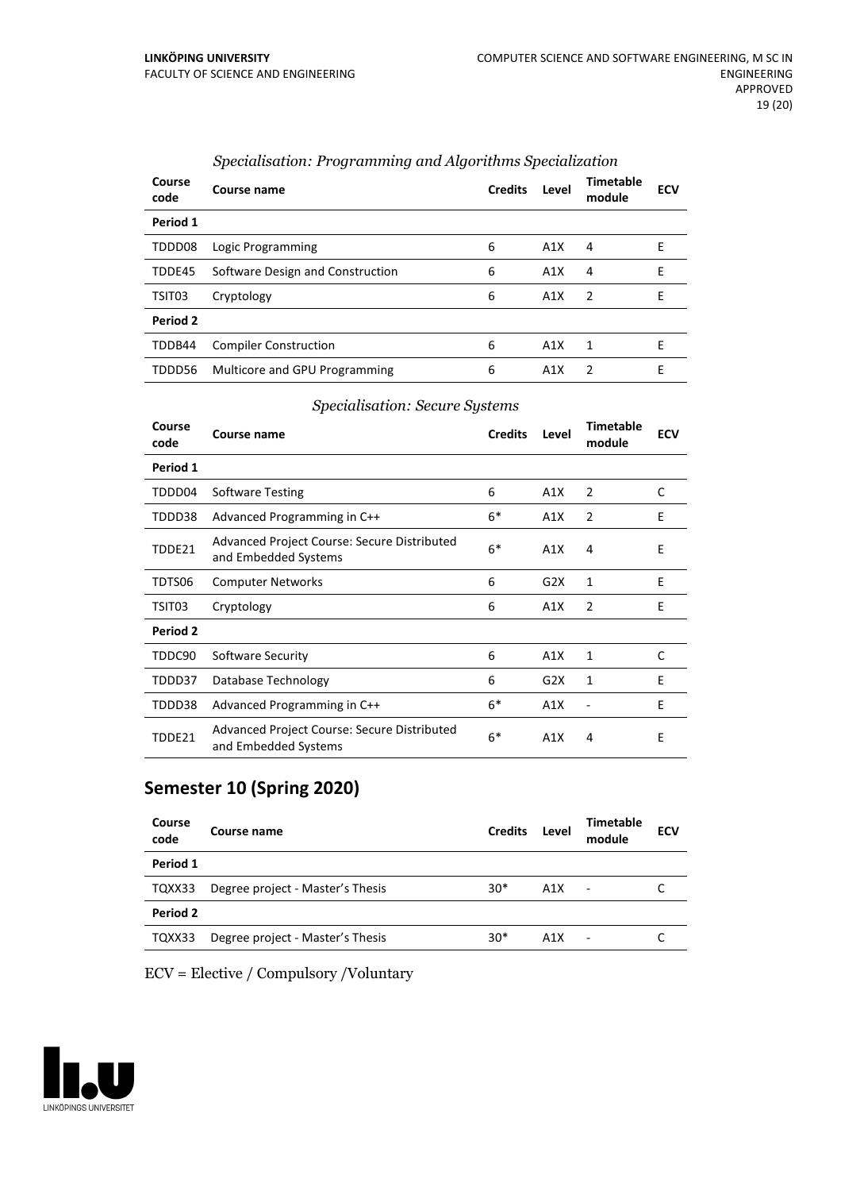*Specialisation: Programming and Algorithms Specialization*

| Course code | Course name | Credits | Level | Timetable module | ECV |
|---|---|---|---|---|---|
| **Period 1** | | | | | |
| TDDD08 | Logic Programming | 6 | A1X | 4 | E |
| TDDE45 | Software Design and Construction | 6 | A1X | 4 | E |
| TSIT03 | Cryptology | 6 | A1X | 2 | E |
| **Period 2** | | | | | |
| TDDB44 | Compiler Construction | 6 | A1X | 1 | E |
| TDDD56 | Multicore and GPU Programming | 6 | A1X | 2 | E |

*Specialisation: Secure Systems*

| Course code | Course name | Credits | Level | Timetable module | ECV |
|---|---|---|---|---|---|
| **Period 1** | | | | | |
| TDDD04 | Software Testing | 6 | A1X | 2 | C |
| TDDD38 | Advanced Programming in C++ | 6* | A1X | 2 | E |
| TDDE21 | Advanced Project Course: Secure Distributed and Embedded Systems | 6* | A1X | 4 | E |
| TDTS06 | Computer Networks | 6 | G2X | 1 | E |
| TSIT03 | Cryptology | 6 | A1X | 2 | E |
| **Period 2** | | | | | |
| TDDC90 | Software Security | 6 | A1X | 1 | C |
| TDDD37 | Database Technology | 6 | G2X | 1 | E |
| TDDD38 | Advanced Programming in C++ | 6* | A1X | - | E |
| TDDE21 | Advanced Project Course: Secure Distributed and Embedded Systems | 6* | A1X | 4 | E |

## Semester 10 (Spring 2020)

| Course code | Course name | Credits | Level | Timetable module | ECV |
|---|---|---|---|---|---|
| **Period 1** | | | | | |
| TQXX33 | Degree project - Master's Thesis | 30* | A1X | - | C |
| **Period 2** | | | | | |
| TQXX33 | Degree project - Master's Thesis | 30* | A1X | - | C |

ECV = Elective / Compulsory /Voluntary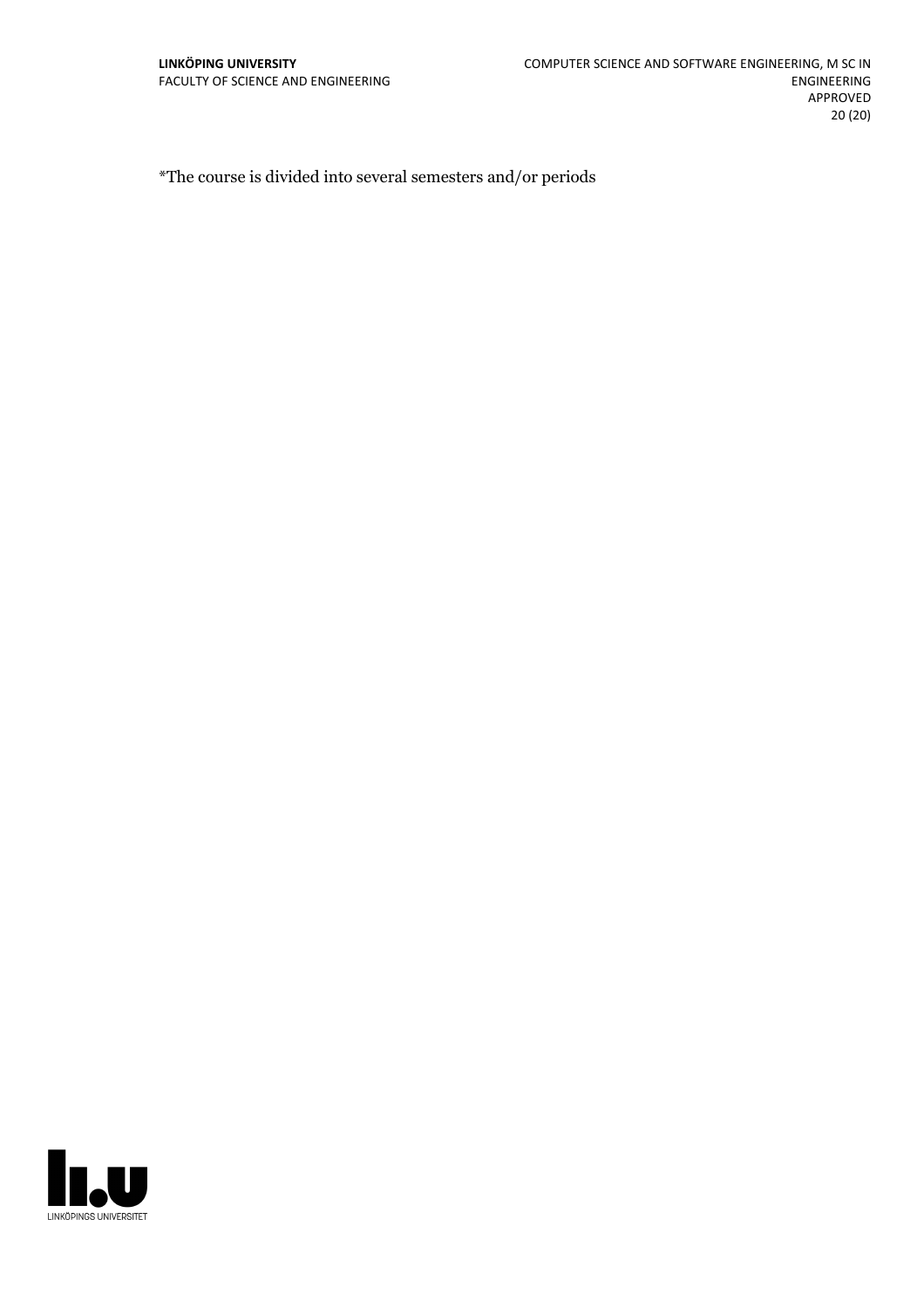*The course is divided into several semesters and/or periods